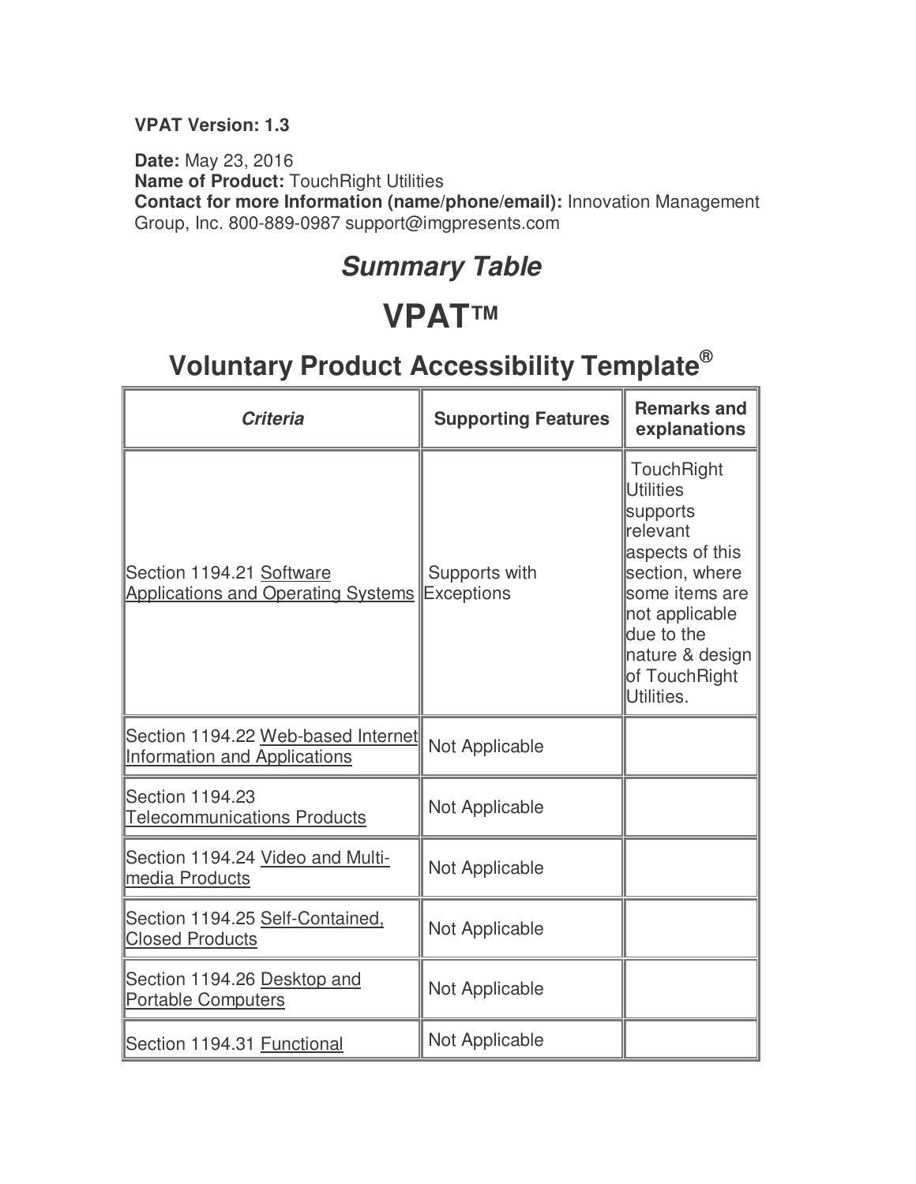**VPAT Version: 1.3**

**Date:** May 23, 2016
**Name of Product:** TouchRight Utilities
**Contact for more Information (name/phone/email):** Innovation Management Group, Inc. 800-889-0987 support@imgpresents.com

## *Summary Table*

# VPAT™

## Voluntary Product Accessibility Template®

| *Criteria* | Supporting Features | Remarks and explanations |
| --- | --- | --- |
| Section 1194.21 Software Applications and Operating Systems | Supports with Exceptions | TouchRight Utilities supports relevant aspects of this section, where some items are not applicable due to the nature & design of TouchRight Utilities. |
| Section 1194.22 Web-based Internet Information and Applications | Not Applicable | |
| Section 1194.23 Telecommunications Products | Not Applicable | |
| Section 1194.24 Video and Multi-media Products | Not Applicable | |
| Section 1194.25 Self-Contained, Closed Products | Not Applicable | |
| Section 1194.26 Desktop and Portable Computers | Not Applicable | |
| Section 1194.31 Functional | Not Applicable | |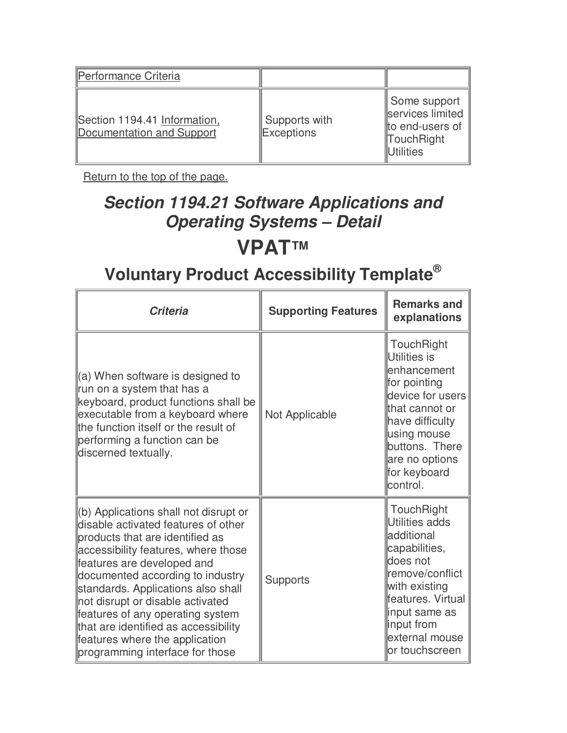| Performance Criteria | | |
|---|---|---|
| Section 1194.41 Information, Documentation and Support | Supports with Exceptions | Some support services limited to end-users of TouchRight Utilities |

Return to the top of the page.

## *Section 1194.21 Software Applications and Operating Systems – Detail*

# VPAT™

## Voluntary Product Accessibility Template®

| *Criteria* | Supporting Features | Remarks and explanations |
|---|---|---|
| (a) When software is designed to run on a system that has a keyboard, product functions shall be executable from a keyboard where the function itself or the result of performing a function can be discerned textually. | Not Applicable | TouchRight Utilities is enhancement for pointing device for users that cannot or have difficulty using mouse buttons. There are no options for keyboard control. |
| (b) Applications shall not disrupt or disable activated features of other products that are identified as accessibility features, where those features are developed and documented according to industry standards. Applications also shall not disrupt or disable activated features of any operating system that are identified as accessibility features where the application programming interface for those | Supports | TouchRight Utilities adds additional capabilities, does not remove/conflict with existing features. Virtual input same as input from external mouse or touchscreen |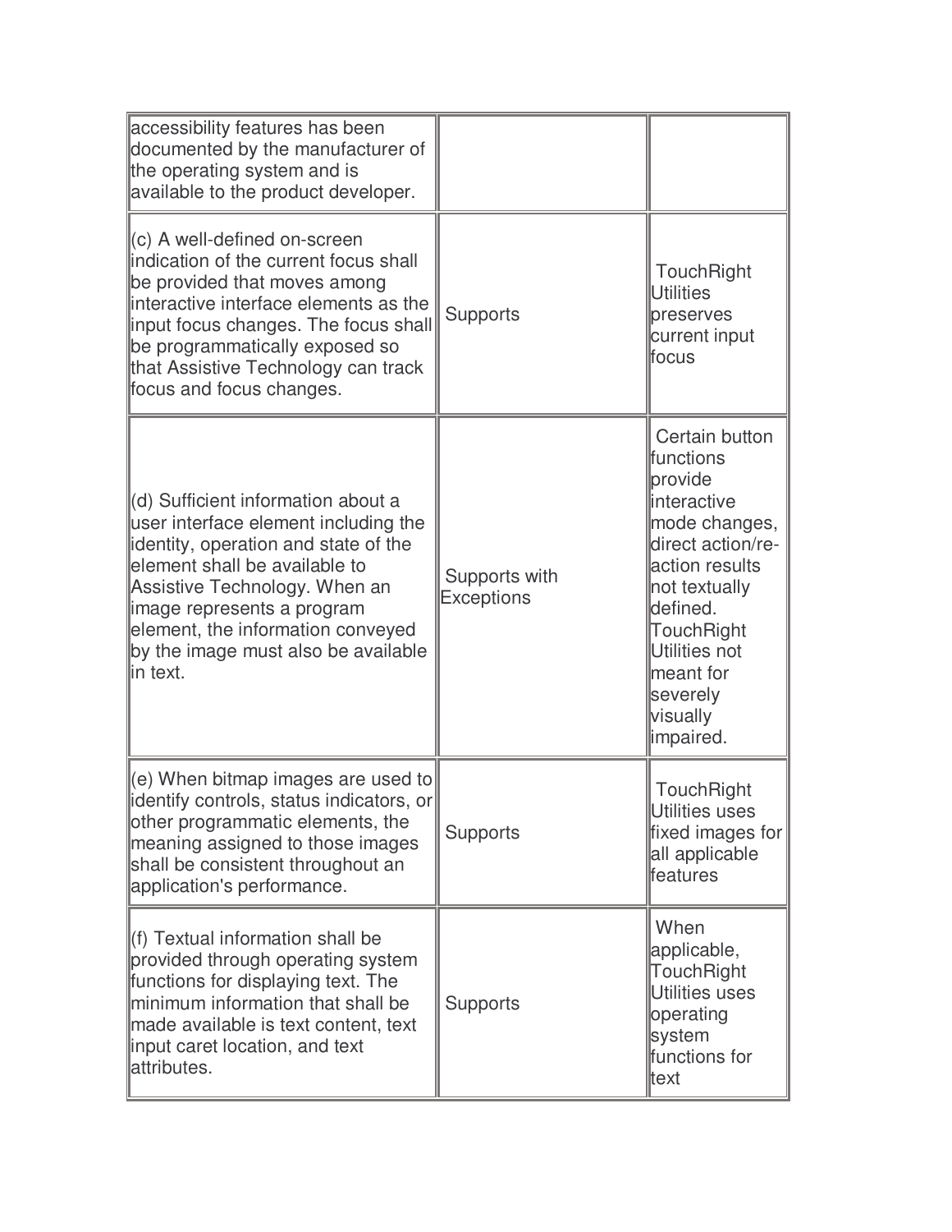| | | |
|---|---|---|
| accessibility features has been documented by the manufacturer of the operating system and is available to the product developer. | | |
| (c) A well-defined on-screen indication of the current focus shall be provided that moves among interactive interface elements as the input focus changes. The focus shall be programmatically exposed so that Assistive Technology can track focus and focus changes. | Supports | TouchRight Utilities preserves current input focus |
| (d) Sufficient information about a user interface element including the identity, operation and state of the element shall be available to Assistive Technology. When an image represents a program element, the information conveyed by the image must also be available in text. | Supports with Exceptions | Certain button functions provide interactive mode changes, direct action/re-action results not textually defined. TouchRight Utilities not meant for severely visually impaired. |
| (e) When bitmap images are used to identify controls, status indicators, or other programmatic elements, the meaning assigned to those images shall be consistent throughout an application's performance. | Supports | TouchRight Utilities uses fixed images for all applicable features |
| (f) Textual information shall be provided through operating system functions for displaying text. The minimum information that shall be made available is text content, text input caret location, and text attributes. | Supports | When applicable, TouchRight Utilities uses operating system functions for text |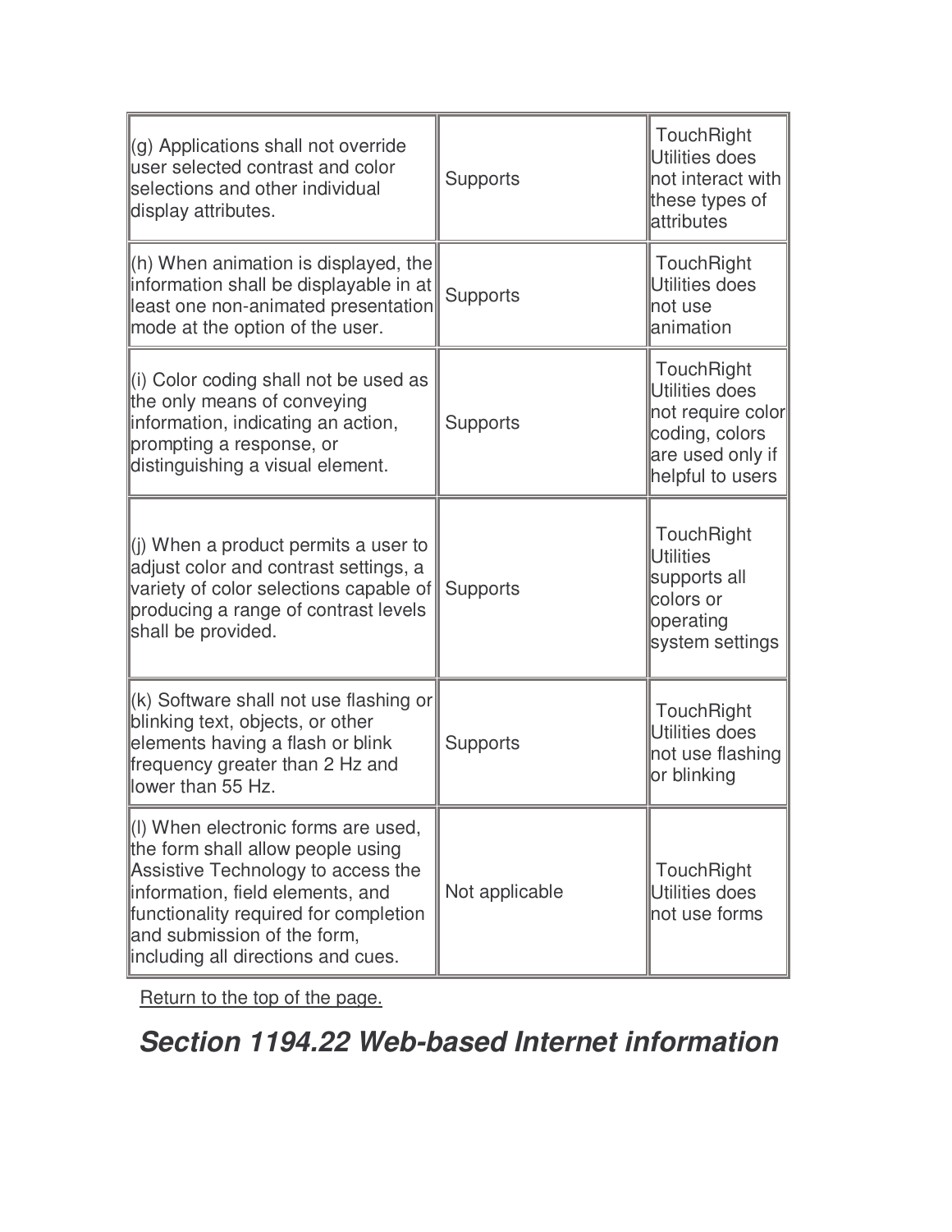| (g) Applications shall not override user selected contrast and color selections and other individual display attributes. | Supports | TouchRight Utilities does not interact with these types of attributes |
|---|---|---|
| (h) When animation is displayed, the information shall be displayable in at least one non-animated presentation mode at the option of the user. | Supports | TouchRight Utilities does not use animation |
| (i) Color coding shall not be used as the only means of conveying information, indicating an action, prompting a response, or distinguishing a visual element. | Supports | TouchRight Utilities does not require color coding, colors are used only if helpful to users |
| (j) When a product permits a user to adjust color and contrast settings, a variety of color selections capable of producing a range of contrast levels shall be provided. | Supports | TouchRight Utilities supports all colors or operating system settings |
| (k) Software shall not use flashing or blinking text, objects, or other elements having a flash or blink frequency greater than 2 Hz and lower than 55 Hz. | Supports | TouchRight Utilities does not use flashing or blinking |
| (l) When electronic forms are used, the form shall allow people using Assistive Technology to access the information, field elements, and functionality required for completion and submission of the form, including all directions and cues. | Not applicable | TouchRight Utilities does not use forms |

Return to the top of the page.

## *Section 1194.22 Web-based Internet information*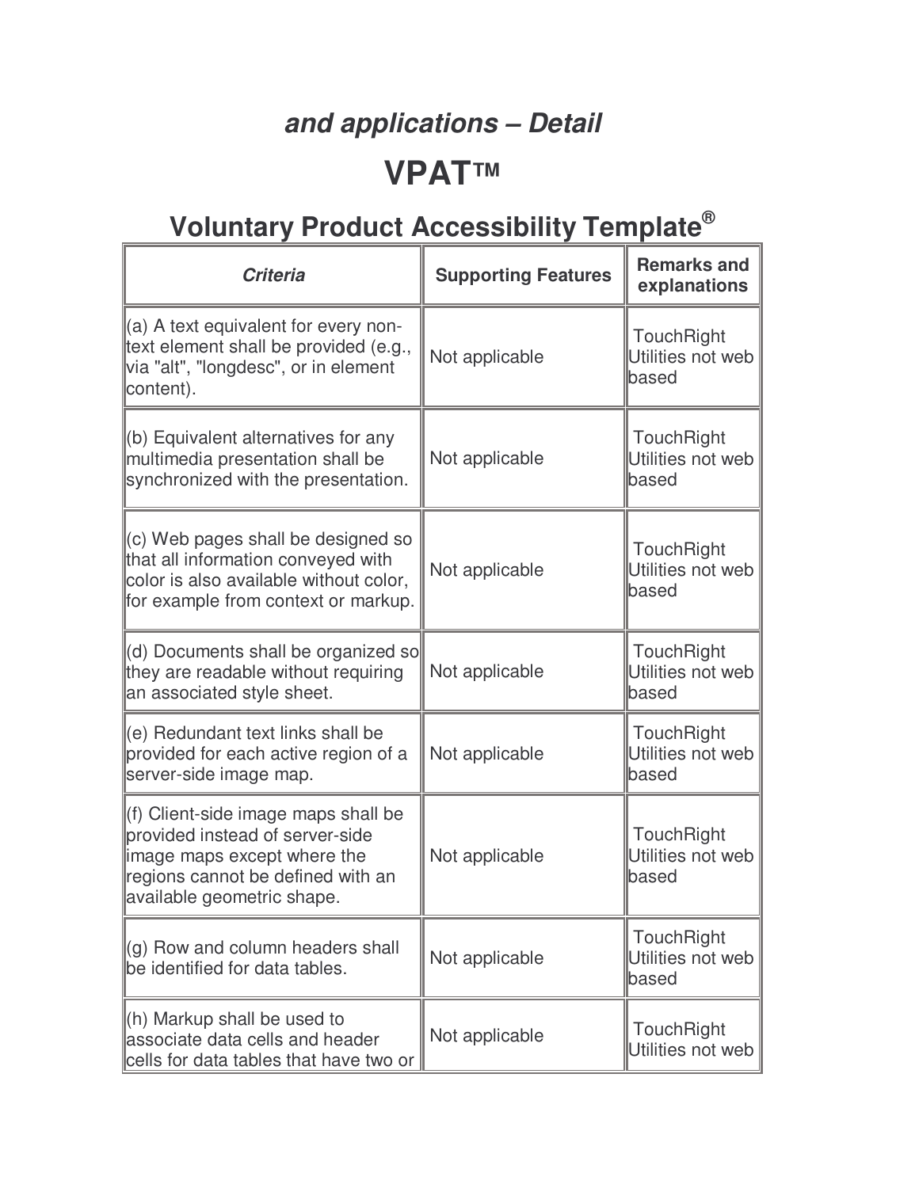### *and applications – Detail*

# VPAT™

## Voluntary Product Accessibility Template®

| *Criteria* | Supporting Features | Remarks and explanations |
|---|---|---|
| (a) A text equivalent for every non-text element shall be provided (e.g., via "alt", "longdesc", or in element content). | Not applicable | TouchRight Utilities not web based |
| (b) Equivalent alternatives for any multimedia presentation shall be synchronized with the presentation. | Not applicable | TouchRight Utilities not web based |
| (c) Web pages shall be designed so that all information conveyed with color is also available without color, for example from context or markup. | Not applicable | TouchRight Utilities not web based |
| (d) Documents shall be organized so they are readable without requiring an associated style sheet. | Not applicable | TouchRight Utilities not web based |
| (e) Redundant text links shall be provided for each active region of a server-side image map. | Not applicable | TouchRight Utilities not web based |
| (f) Client-side image maps shall be provided instead of server-side image maps except where the regions cannot be defined with an available geometric shape. | Not applicable | TouchRight Utilities not web based |
| (g) Row and column headers shall be identified for data tables. | Not applicable | TouchRight Utilities not web based |
| (h) Markup shall be used to associate data cells and header cells for data tables that have two or | Not applicable | TouchRight Utilities not web |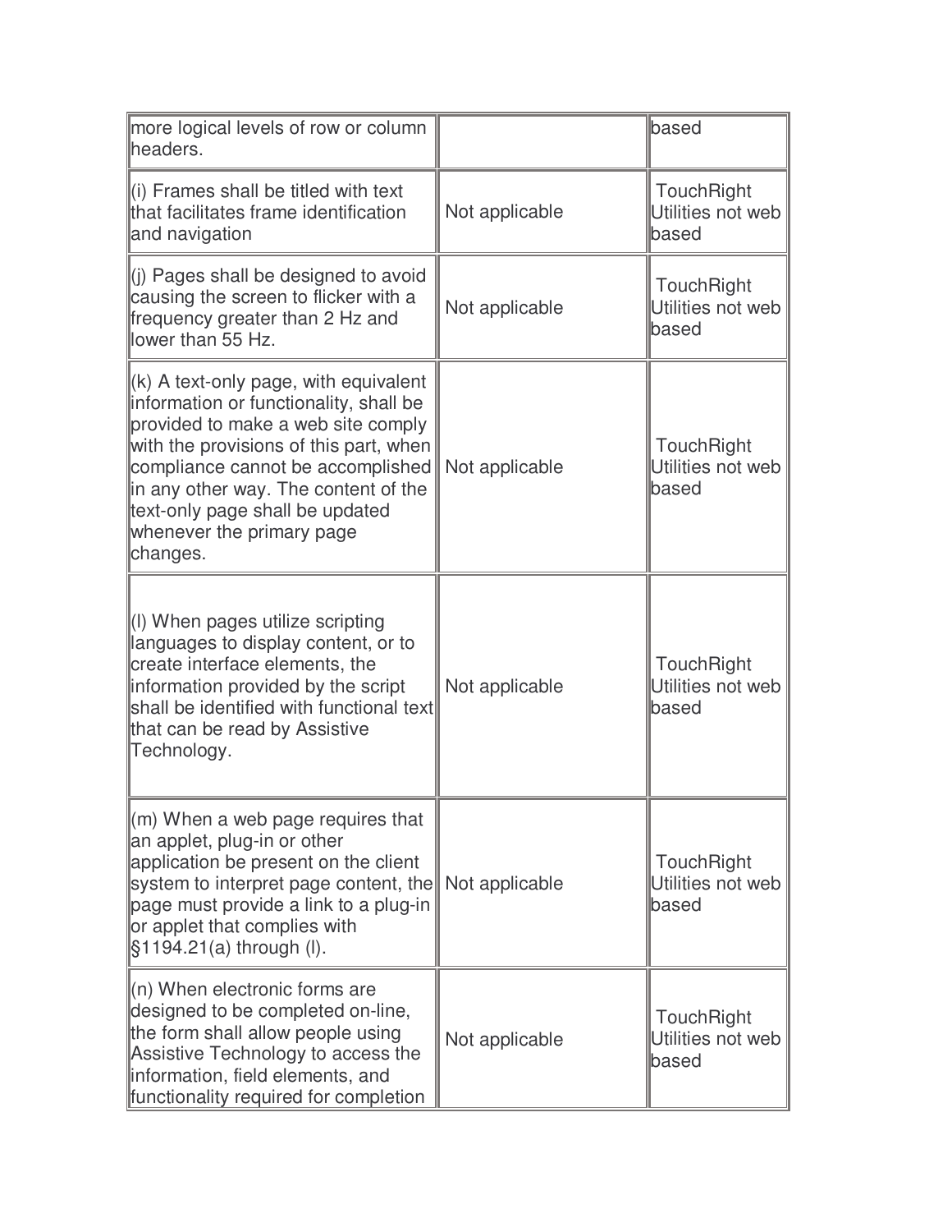| | | |
|---|---|---|
| more logical levels of row or column headers. | | based |
| (i) Frames shall be titled with text that facilitates frame identification and navigation | Not applicable | TouchRight Utilities not web based |
| (j) Pages shall be designed to avoid causing the screen to flicker with a frequency greater than 2 Hz and lower than 55 Hz. | Not applicable | TouchRight Utilities not web based |
| (k) A text-only page, with equivalent information or functionality, shall be provided to make a web site comply with the provisions of this part, when compliance cannot be accomplished in any other way. The content of the text-only page shall be updated whenever the primary page changes. | Not applicable | TouchRight Utilities not web based |
| (l) When pages utilize scripting languages to display content, or to create interface elements, the information provided by the script shall be identified with functional text that can be read by Assistive Technology. | Not applicable | TouchRight Utilities not web based |
| (m) When a web page requires that an applet, plug-in or other application be present on the client system to interpret page content, the page must provide a link to a plug-in or applet that complies with §1194.21(a) through (l). | Not applicable | TouchRight Utilities not web based |
| (n) When electronic forms are designed to be completed on-line, the form shall allow people using Assistive Technology to access the information, field elements, and functionality required for completion | Not applicable | TouchRight Utilities not web based |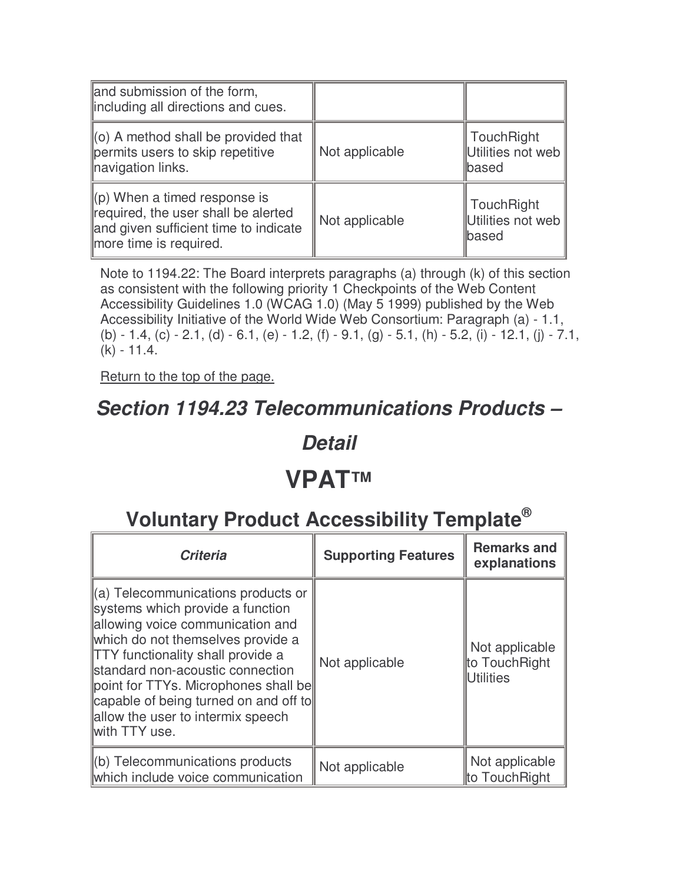| | | |
|---|---|---|
| and submission of the form, including all directions and cues. | | |
| (o) A method shall be provided that permits users to skip repetitive navigation links. | Not applicable | TouchRight Utilities not web based |
| (p) When a timed response is required, the user shall be alerted and given sufficient time to indicate more time is required. | Not applicable | TouchRight Utilities not web based |

Note to 1194.22: The Board interprets paragraphs (a) through (k) of this section as consistent with the following priority 1 Checkpoints of the Web Content Accessibility Guidelines 1.0 (WCAG 1.0) (May 5 1999) published by the Web Accessibility Initiative of the World Wide Web Consortium: Paragraph (a) - 1.1, (b) - 1.4, (c) - 2.1, (d) - 6.1, (e) - 1.2, (f) - 9.1, (g) - 5.1, (h) - 5.2, (i) - 12.1, (j) - 7.1, (k) - 11.4.

Return to the top of the page.

## *Section 1194.23 Telecommunications Products – Detail*

# VPAT™

## Voluntary Product Accessibility Template®

| *Criteria* | Supporting Features | Remarks and explanations |
|---|---|---|
| (a) Telecommunications products or systems which provide a function allowing voice communication and which do not themselves provide a TTY functionality shall provide a standard non-acoustic connection point for TTYs. Microphones shall be capable of being turned on and off to allow the user to intermix speech with TTY use. | Not applicable | Not applicable to TouchRight Utilities |
| (b) Telecommunications products which include voice communication | Not applicable | Not applicable to TouchRight |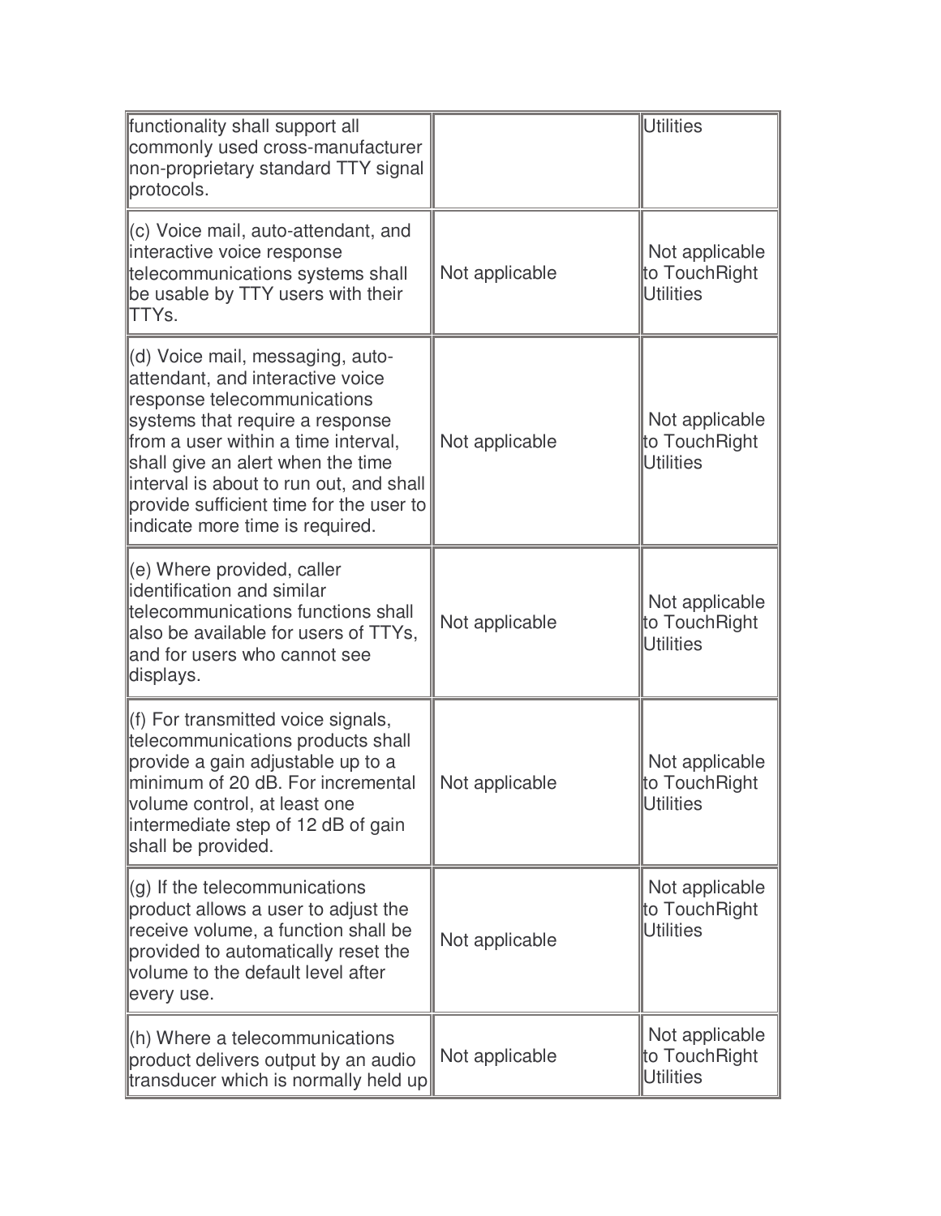| | | |
|---|---|---|
| functionality shall support all commonly used cross-manufacturer non-proprietary standard TTY signal protocols. | | Utilities |
| (c) Voice mail, auto-attendant, and interactive voice response telecommunications systems shall be usable by TTY users with their TTYs. | Not applicable | Not applicable to TouchRight Utilities |
| (d) Voice mail, messaging, auto-attendant, and interactive voice response telecommunications systems that require a response from a user within a time interval, shall give an alert when the time interval is about to run out, and shall provide sufficient time for the user to indicate more time is required. | Not applicable | Not applicable to TouchRight Utilities |
| (e) Where provided, caller identification and similar telecommunications functions shall also be available for users of TTYs, and for users who cannot see displays. | Not applicable | Not applicable to TouchRight Utilities |
| (f) For transmitted voice signals, telecommunications products shall provide a gain adjustable up to a minimum of 20 dB. For incremental volume control, at least one intermediate step of 12 dB of gain shall be provided. | Not applicable | Not applicable to TouchRight Utilities |
| (g) If the telecommunications product allows a user to adjust the receive volume, a function shall be provided to automatically reset the volume to the default level after every use. | Not applicable | Not applicable to TouchRight Utilities |
| (h) Where a telecommunications product delivers output by an audio transducer which is normally held up | Not applicable | Not applicable to TouchRight Utilities |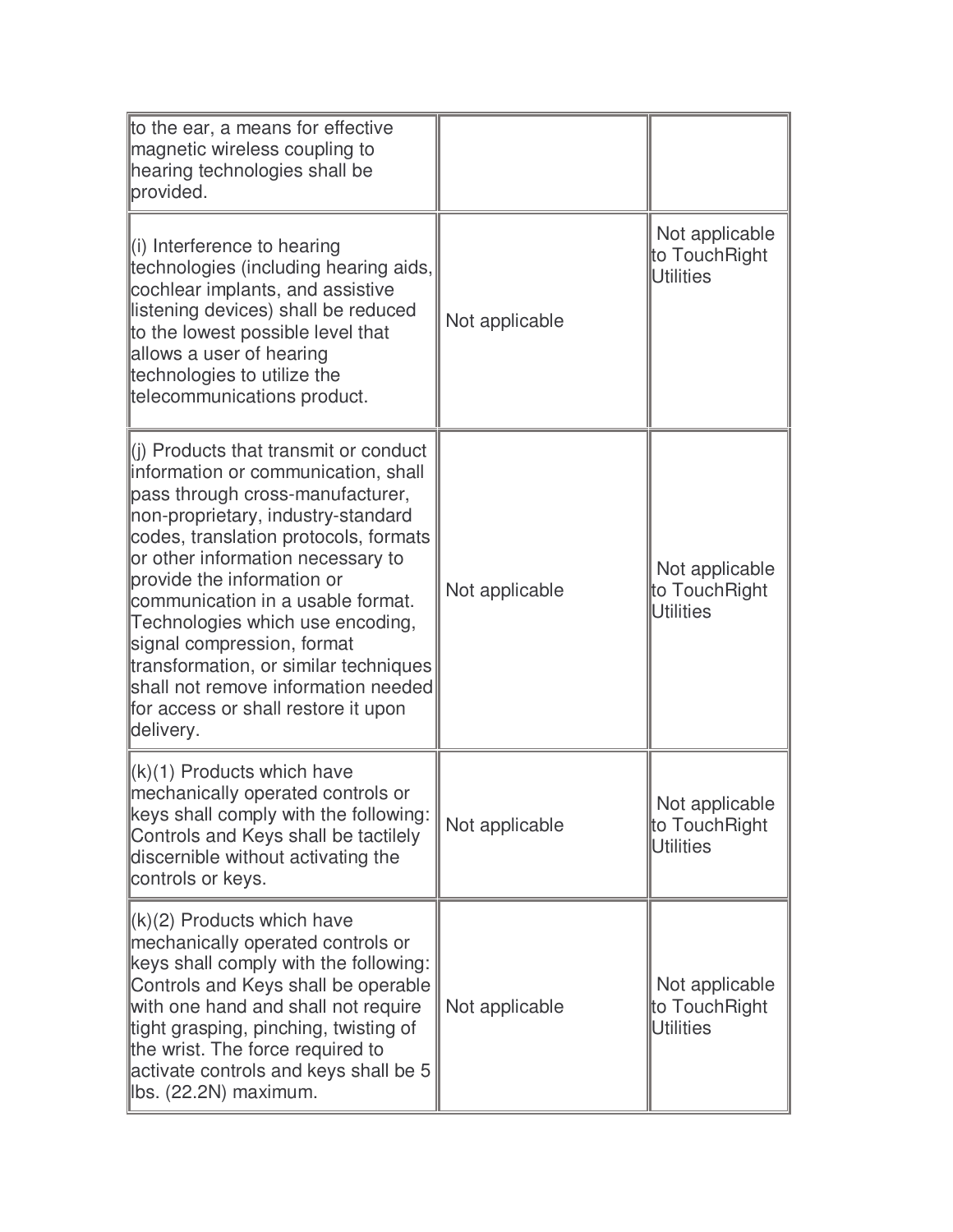| | | |
|---|---|---|
| to the ear, a means for effective magnetic wireless coupling to hearing technologies shall be provided. | | |
| (i) Interference to hearing technologies (including hearing aids, cochlear implants, and assistive listening devices) shall be reduced to the lowest possible level that allows a user of hearing technologies to utilize the telecommunications product. | Not applicable | Not applicable to TouchRight Utilities |
| (j) Products that transmit or conduct information or communication, shall pass through cross-manufacturer, non-proprietary, industry-standard codes, translation protocols, formats or other information necessary to provide the information or communication in a usable format. Technologies which use encoding, signal compression, format transformation, or similar techniques shall not remove information needed for access or shall restore it upon delivery. | Not applicable | Not applicable to TouchRight Utilities |
| (k)(1) Products which have mechanically operated controls or keys shall comply with the following: Controls and Keys shall be tactilely discernible without activating the controls or keys. | Not applicable | Not applicable to TouchRight Utilities |
| (k)(2) Products which have mechanically operated controls or keys shall comply with the following: Controls and Keys shall be operable with one hand and shall not require tight grasping, pinching, twisting of the wrist. The force required to activate controls and keys shall be 5 lbs. (22.2N) maximum. | Not applicable | Not applicable to TouchRight Utilities |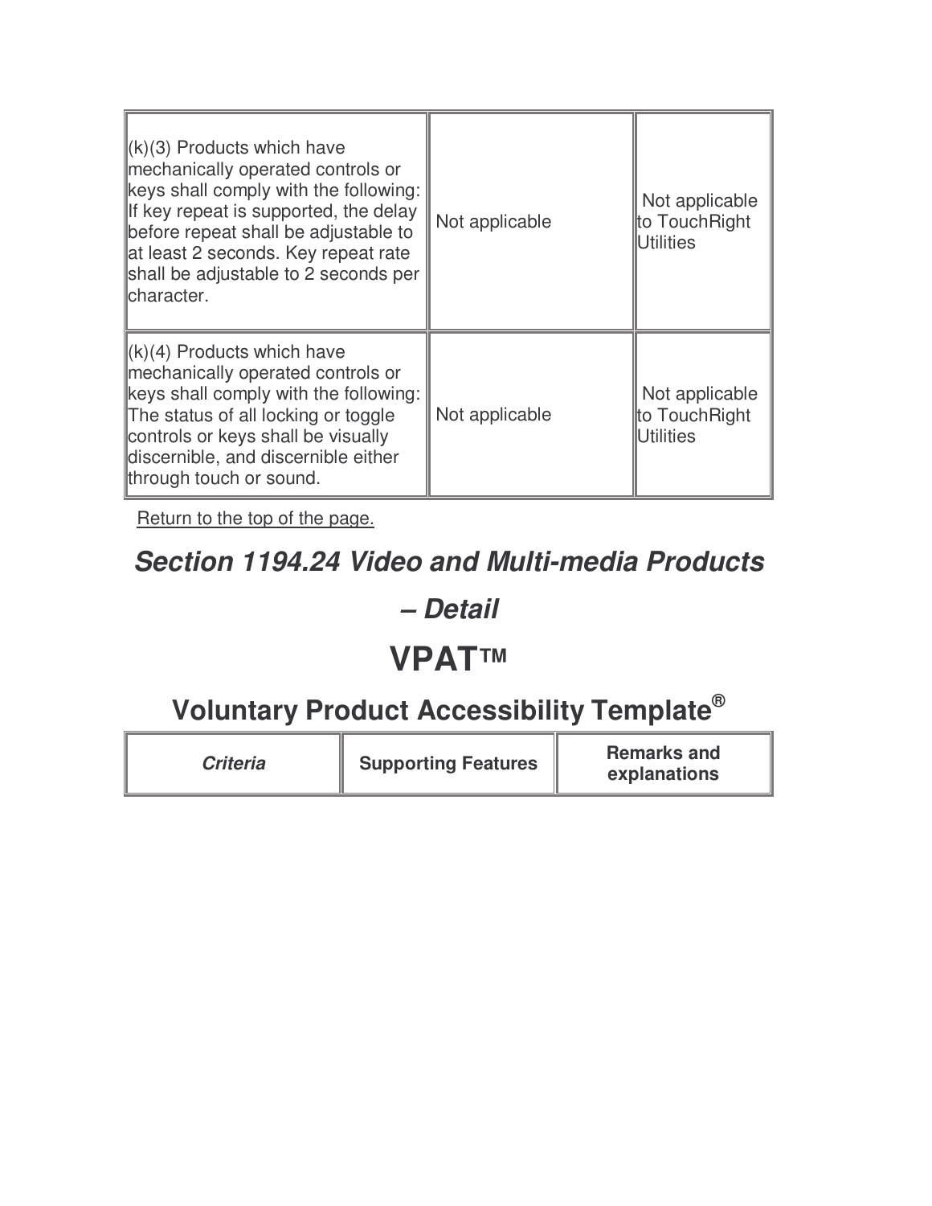| (k)(3) Products which have mechanically operated controls or keys shall comply with the following: If key repeat is supported, the delay before repeat shall be adjustable to at least 2 seconds. Key repeat rate shall be adjustable to 2 seconds per character. | Not applicable | Not applicable to TouchRight Utilities |
|---|---|---|
| (k)(4) Products which have mechanically operated controls or keys shall comply with the following: The status of all locking or toggle controls or keys shall be visually discernible, and discernible either through touch or sound. | Not applicable | Not applicable to TouchRight Utilities |

Return to the top of the page.

## *Section 1194.24 Video and Multi-media Products – Detail*

# VPAT™

## Voluntary Product Accessibility Template®

| *Criteria* | Supporting Features | Remarks and explanations |
|---|---|---|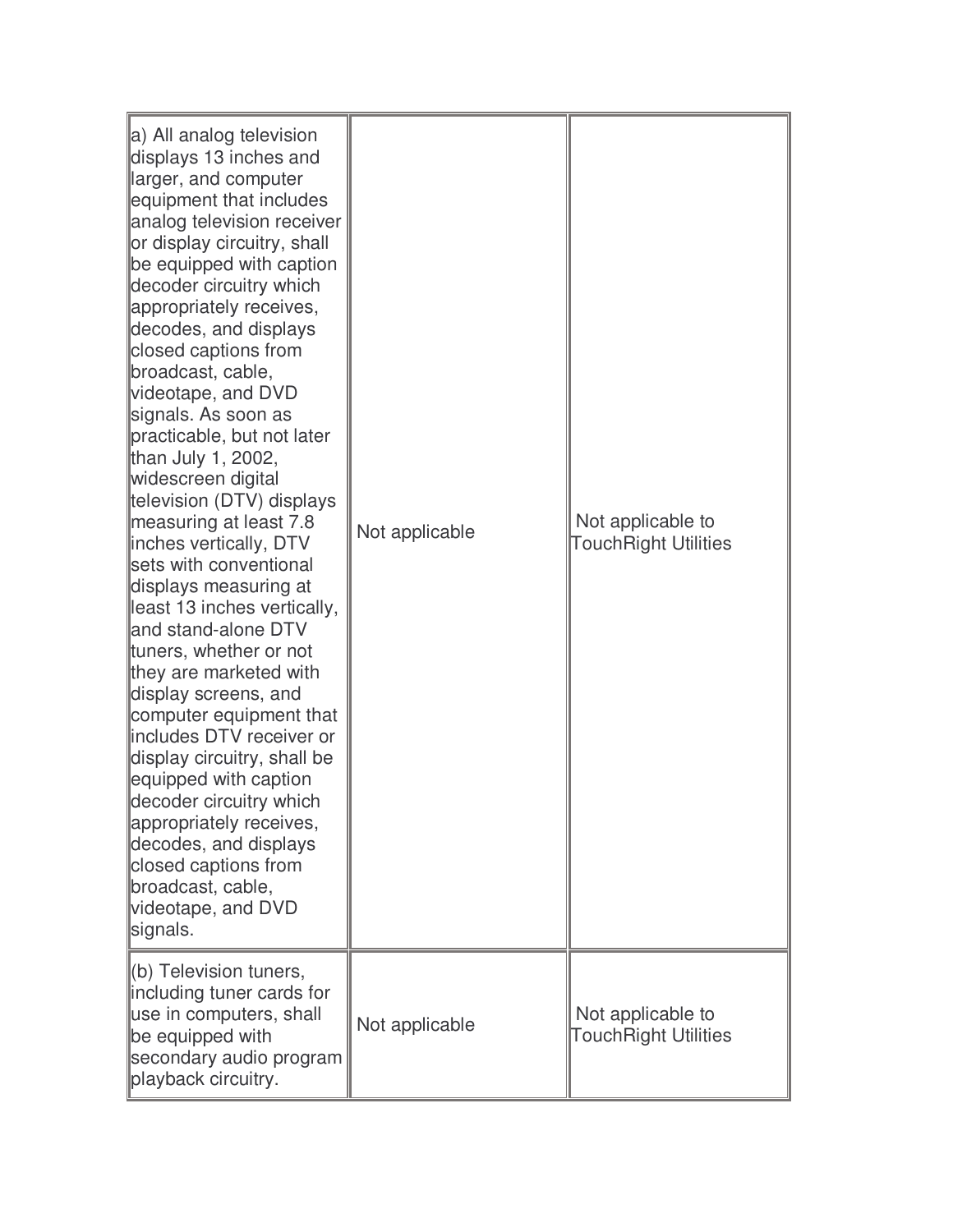| | | |
|---|---|---|
| a) All analog television displays 13 inches and larger, and computer equipment that includes analog television receiver or display circuitry, shall be equipped with caption decoder circuitry which appropriately receives, decodes, and displays closed captions from broadcast, cable, videotape, and DVD signals. As soon as practicable, but not later than July 1, 2002, widescreen digital television (DTV) displays measuring at least 7.8 inches vertically, DTV sets with conventional displays measuring at least 13 inches vertically, and stand-alone DTV tuners, whether or not they are marketed with display screens, and computer equipment that includes DTV receiver or display circuitry, shall be equipped with caption decoder circuitry which appropriately receives, decodes, and displays closed captions from broadcast, cable, videotape, and DVD signals. | Not applicable | Not applicable to TouchRight Utilities |
| (b) Television tuners, including tuner cards for use in computers, shall be equipped with secondary audio program playback circuitry. | Not applicable | Not applicable to TouchRight Utilities |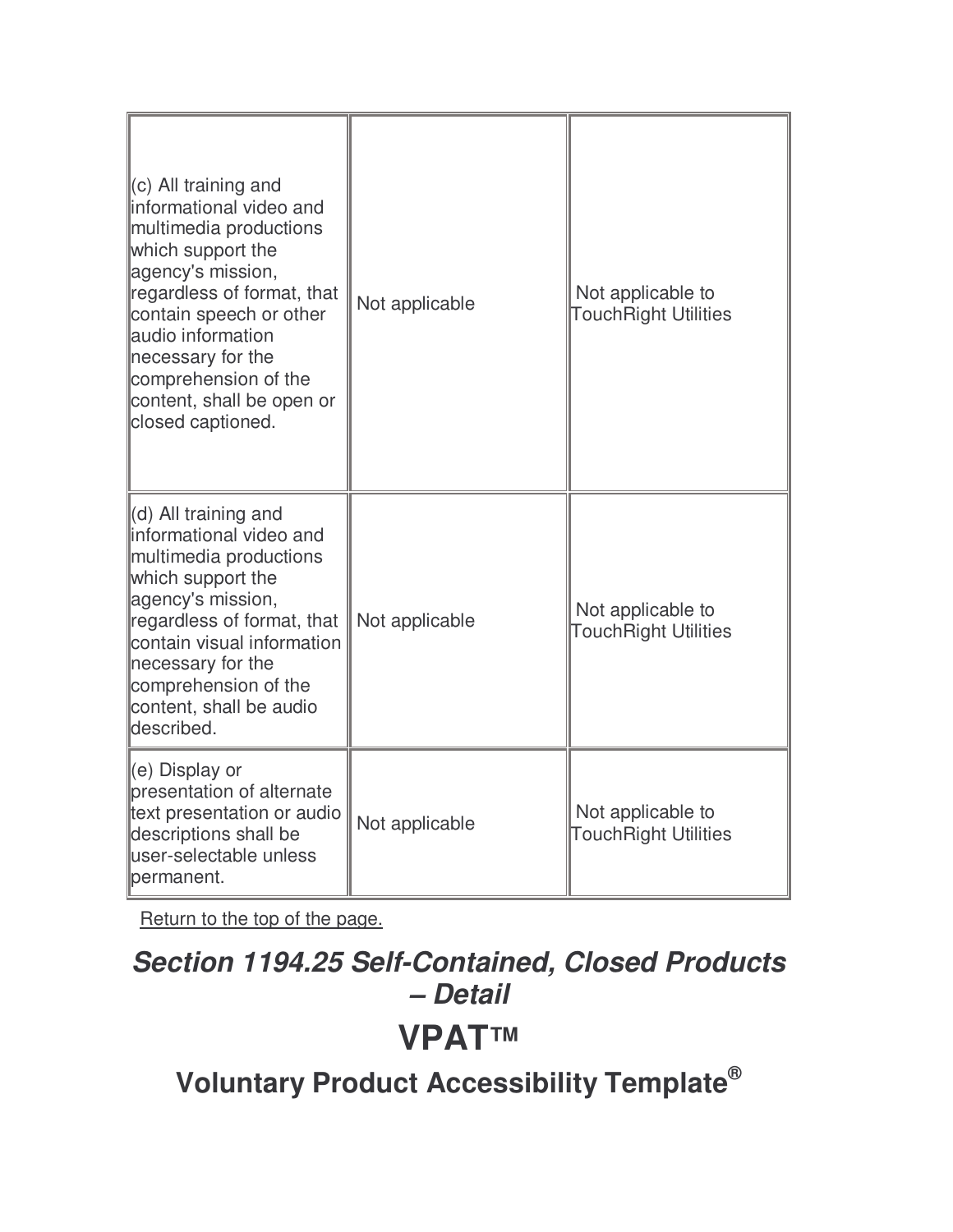| | | |
|---|---|---|
| (c) All training and informational video and multimedia productions which support the agency's mission, regardless of format, that contain speech or other audio information necessary for the comprehension of the content, shall be open or closed captioned. | Not applicable | Not applicable to TouchRight Utilities |
| (d) All training and informational video and multimedia productions which support the agency's mission, regardless of format, that contain visual information necessary for the comprehension of the content, shall be audio described. | Not applicable | Not applicable to TouchRight Utilities |
| (e) Display or presentation of alternate text presentation or audio descriptions shall be user-selectable unless permanent. | Not applicable | Not applicable to TouchRight Utilities |

Return to the top of the page.

## *Section 1194.25 Self-Contained, Closed Products – Detail*

# VPAT™

## Voluntary Product Accessibility Template®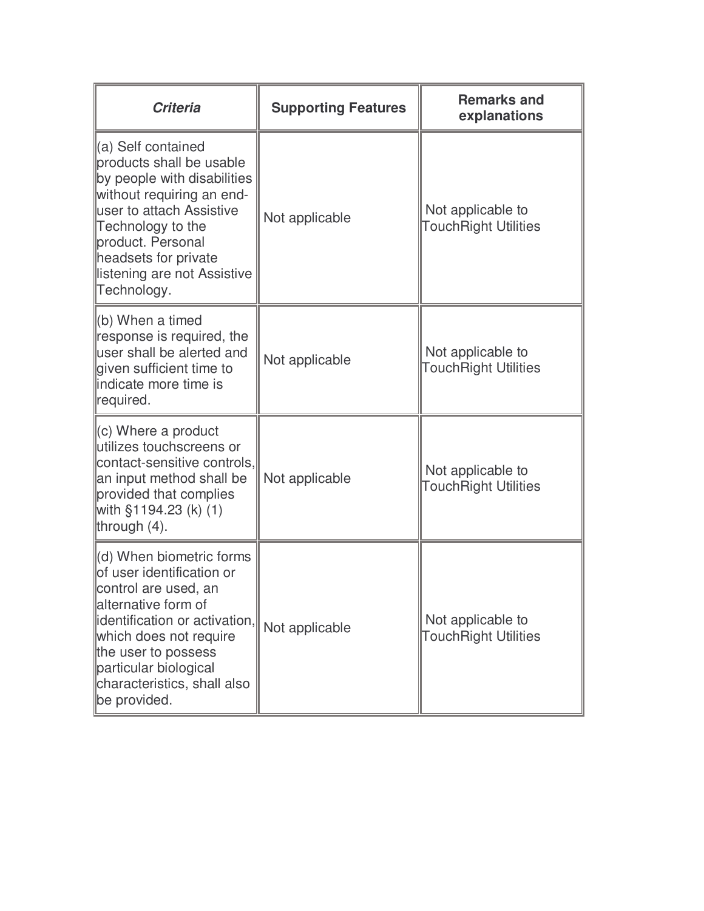| ***Criteria*** | **Supporting Features** | **Remarks and explanations** |
|---|---|---|
| (a) Self contained products shall be usable by people with disabilities without requiring an end-user to attach Assistive Technology to the product. Personal headsets for private listening are not Assistive Technology. | Not applicable | Not applicable to TouchRight Utilities |
| (b) When a timed response is required, the user shall be alerted and given sufficient time to indicate more time is required. | Not applicable | Not applicable to TouchRight Utilities |
| (c) Where a product utilizes touchscreens or contact-sensitive controls, an input method shall be provided that complies with §1194.23 (k) (1) through (4). | Not applicable | Not applicable to TouchRight Utilities |
| (d) When biometric forms of user identification or control are used, an alternative form of identification or activation, which does not require the user to possess particular biological characteristics, shall also be provided. | Not applicable | Not applicable to TouchRight Utilities |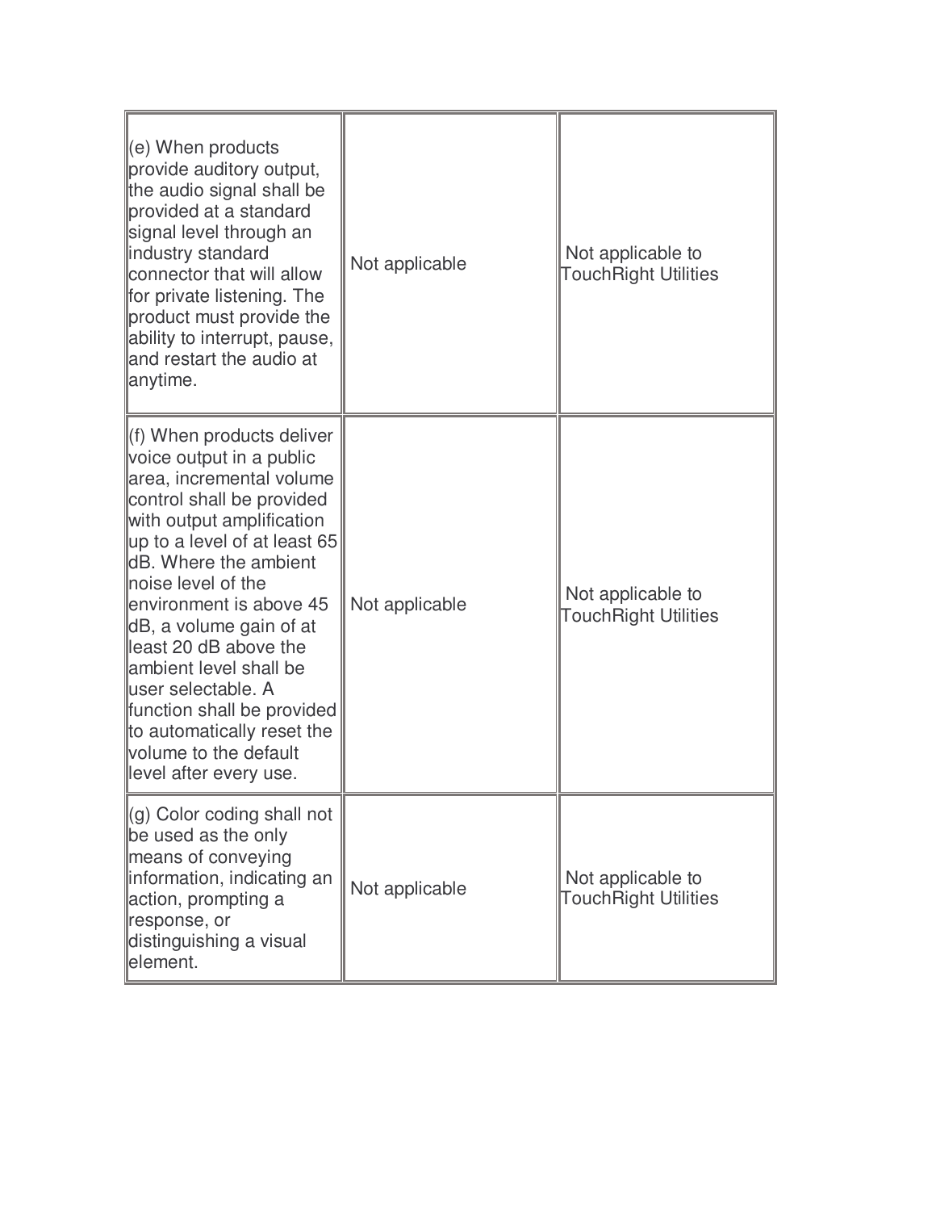| | | |
|---|---|---|
| (e) When products provide auditory output, the audio signal shall be provided at a standard signal level through an industry standard connector that will allow for private listening. The product must provide the ability to interrupt, pause, and restart the audio at anytime. | Not applicable | Not applicable to TouchRight Utilities |
| (f) When products deliver voice output in a public area, incremental volume control shall be provided with output amplification up to a level of at least 65 dB. Where the ambient noise level of the environment is above 45 dB, a volume gain of at least 20 dB above the ambient level shall be user selectable. A function shall be provided to automatically reset the volume to the default level after every use. | Not applicable | Not applicable to TouchRight Utilities |
| (g) Color coding shall not be used as the only means of conveying information, indicating an action, prompting a response, or distinguishing a visual element. | Not applicable | Not applicable to TouchRight Utilities |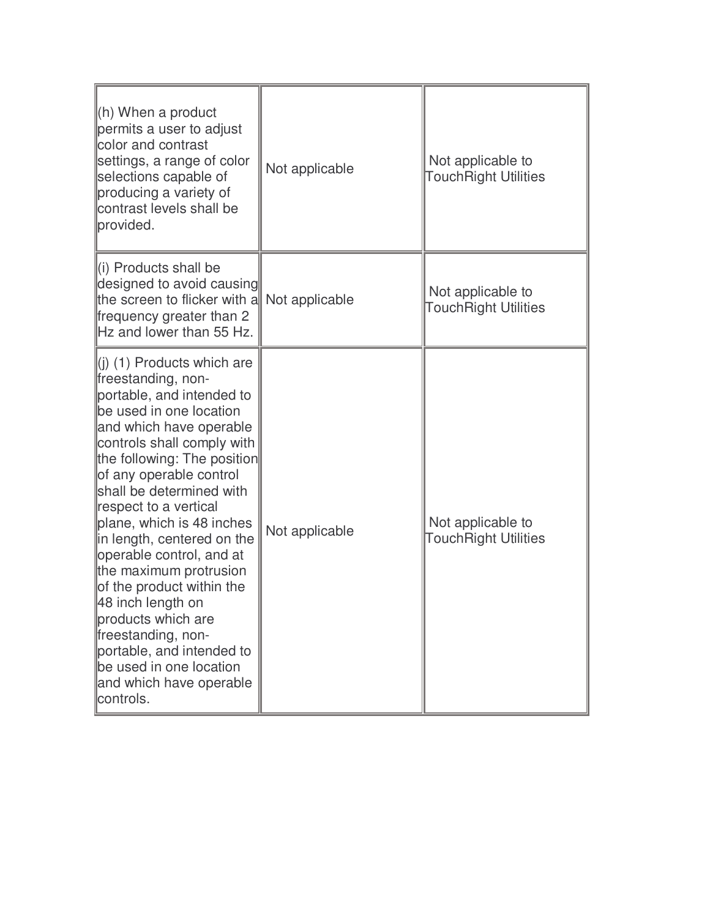| | | |
|---|---|---|
| (h) When a product permits a user to adjust color and contrast settings, a range of color selections capable of producing a variety of contrast levels shall be provided. | Not applicable | Not applicable to TouchRight Utilities |
| (i) Products shall be designed to avoid causing the screen to flicker with a frequency greater than 2 Hz and lower than 55 Hz. | Not applicable | Not applicable to TouchRight Utilities |
| (j) (1) Products which are freestanding, non-portable, and intended to be used in one location and which have operable controls shall comply with the following: The position of any operable control shall be determined with respect to a vertical plane, which is 48 inches in length, centered on the operable control, and at the maximum protrusion of the product within the 48 inch length on products which are freestanding, non-portable, and intended to be used in one location and which have operable controls. | Not applicable | Not applicable to TouchRight Utilities |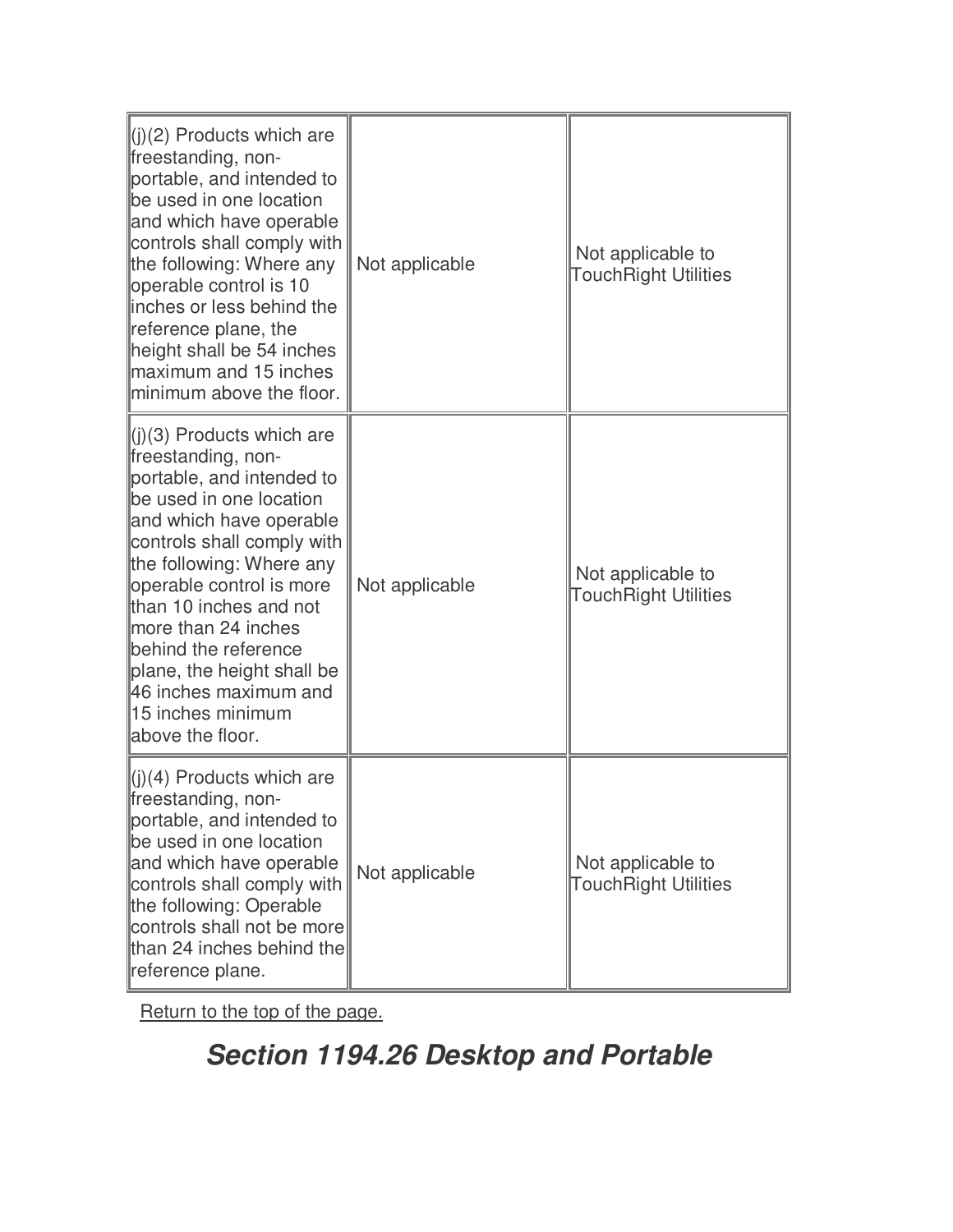| | | |
|---|---|---|
| (j)(2) Products which are freestanding, non-portable, and intended to be used in one location and which have operable controls shall comply with the following: Where any operable control is 10 inches or less behind the reference plane, the height shall be 54 inches maximum and 15 inches minimum above the floor. | Not applicable | Not applicable to TouchRight Utilities |
| (j)(3) Products which are freestanding, non-portable, and intended to be used in one location and which have operable controls shall comply with the following: Where any operable control is more than 10 inches and not more than 24 inches behind the reference plane, the height shall be 46 inches maximum and 15 inches minimum above the floor. | Not applicable | Not applicable to TouchRight Utilities |
| (j)(4) Products which are freestanding, non-portable, and intended to be used in one location and which have operable controls shall comply with the following: Operable controls shall not be more than 24 inches behind the reference plane. | Not applicable | Not applicable to TouchRight Utilities |

Return to the top of the page.

## *Section 1194.26 Desktop and Portable*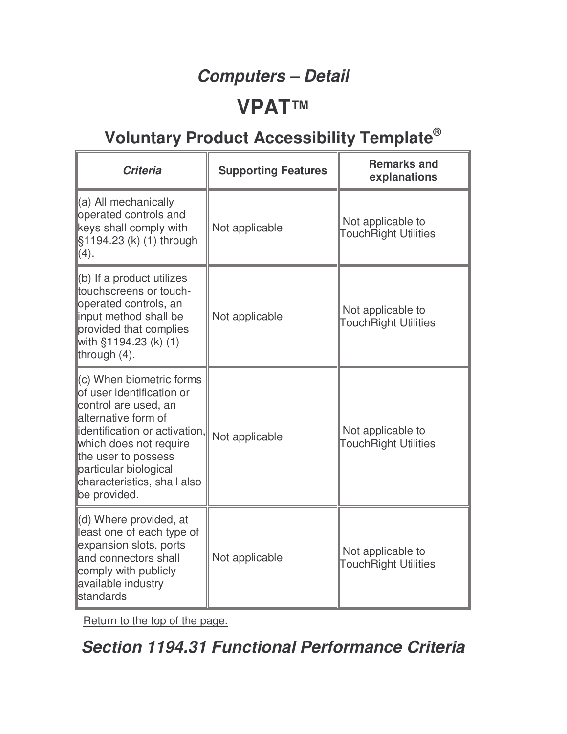## *Computers – Detail*

# VPAT™

## Voluntary Product Accessibility Template®

| *Criteria* | **Supporting Features** | **Remarks and explanations** |
|---|---|---|
| (a) All mechanically operated controls and keys shall comply with §1194.23 (k) (1) through (4). | Not applicable | Not applicable to TouchRight Utilities |
| (b) If a product utilizes touchscreens or touch-operated controls, an input method shall be provided that complies with §1194.23 (k) (1) through (4). | Not applicable | Not applicable to TouchRight Utilities |
| (c) When biometric forms of user identification or control are used, an alternative form of identification or activation, which does not require the user to possess particular biological characteristics, shall also be provided. | Not applicable | Not applicable to TouchRight Utilities |
| (d) Where provided, at least one of each type of expansion slots, ports and connectors shall comply with publicly available industry standards | Not applicable | Not applicable to TouchRight Utilities |

Return to the top of the page.

## *Section 1194.31 Functional Performance Criteria*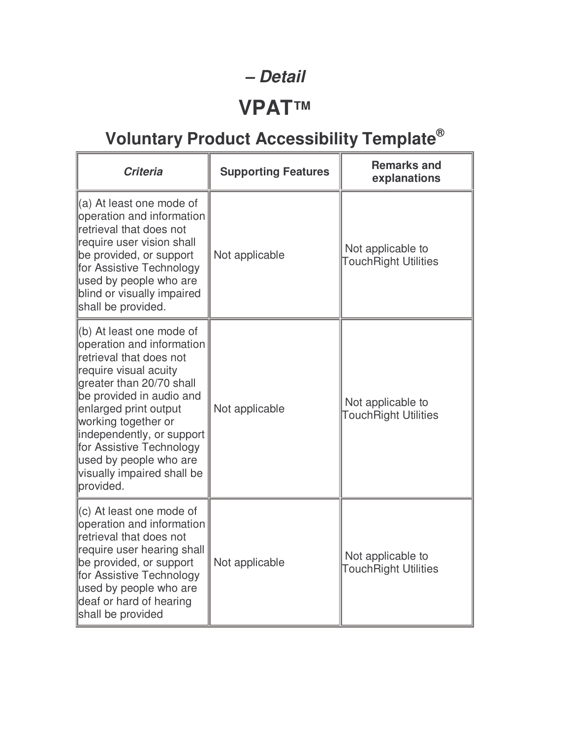## *– Detail*

# VPAT™

## Voluntary Product Accessibility Template®

| *Criteria* | Supporting Features | Remarks and explanations |
|---|---|---|
| (a) At least one mode of operation and information retrieval that does not require user vision shall be provided, or support for Assistive Technology used by people who are blind or visually impaired shall be provided. | Not applicable | Not applicable to TouchRight Utilities |
| (b) At least one mode of operation and information retrieval that does not require visual acuity greater than 20/70 shall be provided in audio and enlarged print output working together or independently, or support for Assistive Technology used by people who are visually impaired shall be provided. | Not applicable | Not applicable to TouchRight Utilities |
| (c) At least one mode of operation and information retrieval that does not require user hearing shall be provided, or support for Assistive Technology used by people who are deaf or hard of hearing shall be provided | Not applicable | Not applicable to TouchRight Utilities |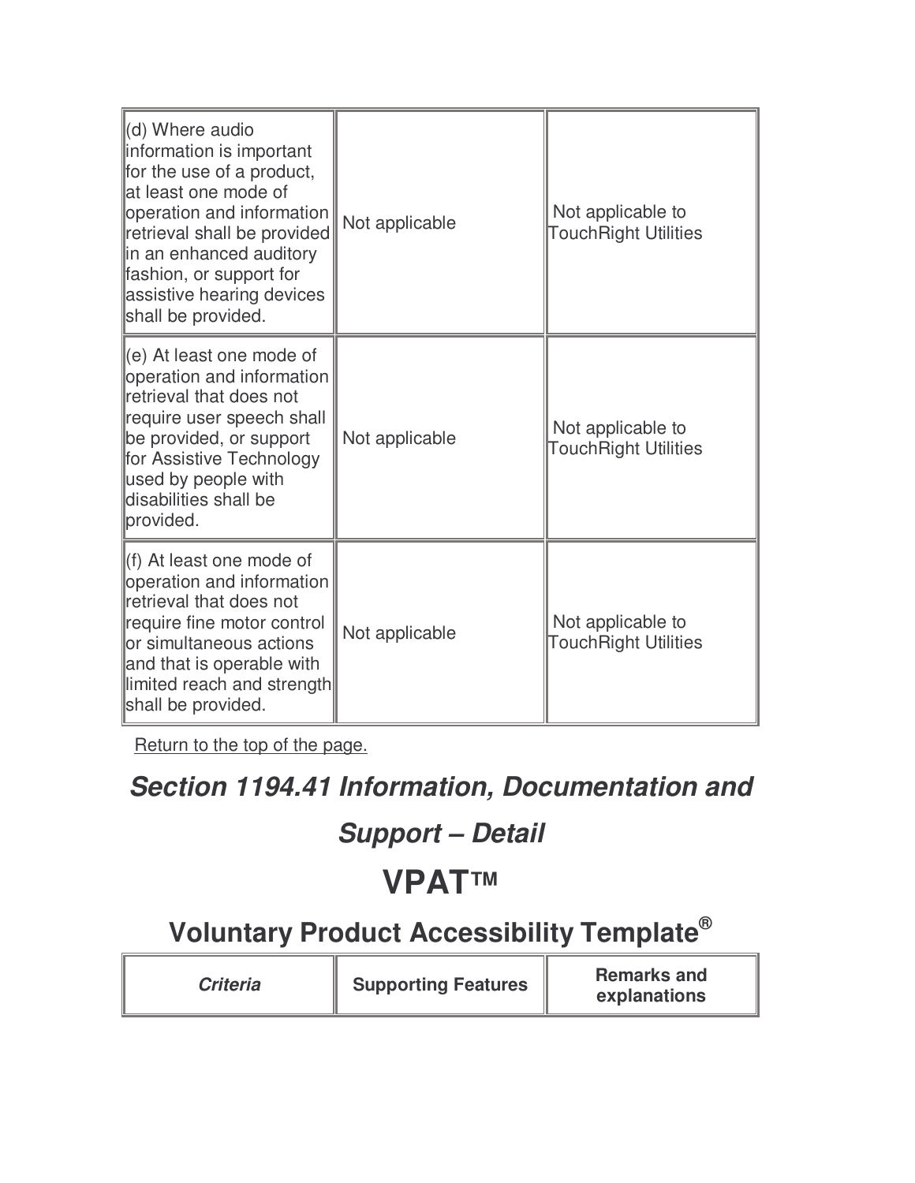| | | |
|---|---|---|
| (d) Where audio information is important for the use of a product, at least one mode of operation and information retrieval shall be provided in an enhanced auditory fashion, or support for assistive hearing devices shall be provided. | Not applicable | Not applicable to TouchRight Utilities |
| (e) At least one mode of operation and information retrieval that does not require user speech shall be provided, or support for Assistive Technology used by people with disabilities shall be provided. | Not applicable | Not applicable to TouchRight Utilities |
| (f) At least one mode of operation and information retrieval that does not require fine motor control or simultaneous actions and that is operable with limited reach and strength shall be provided. | Not applicable | Not applicable to TouchRight Utilities |

Return to the top of the page.

## *Section 1194.41 Information, Documentation and Support – Detail*

# VPAT™

## Voluntary Product Accessibility Template®

| *Criteria* | **Supporting Features** | **Remarks and explanations** |
|---|---|---|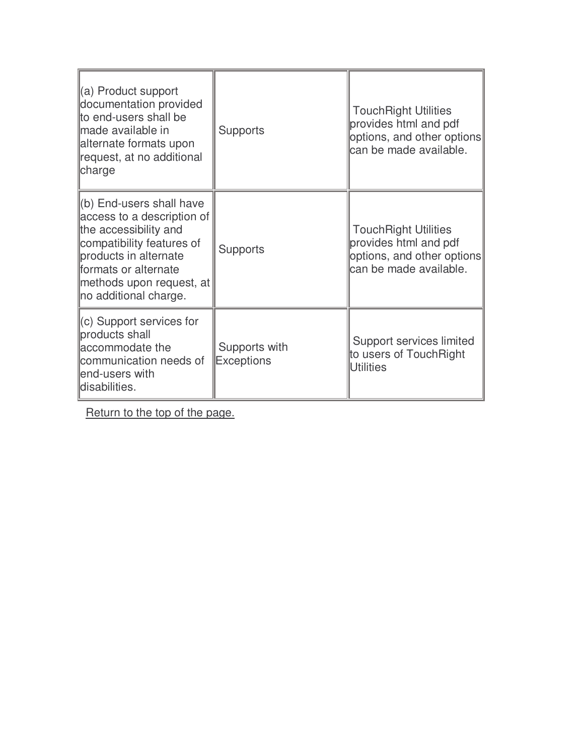| | | |
|---|---|---|
| (a) Product support documentation provided to end-users shall be made available in alternate formats upon request, at no additional charge | Supports | TouchRight Utilities provides html and pdf options, and other options can be made available. |
| (b) End-users shall have access to a description of the accessibility and compatibility features of products in alternate formats or alternate methods upon request, at no additional charge. | Supports | TouchRight Utilities provides html and pdf options, and other options can be made available. |
| (c) Support services for products shall accommodate the communication needs of end-users with disabilities. | Supports with Exceptions | Support services limited to users of TouchRight Utilities |

Return to the top of the page.